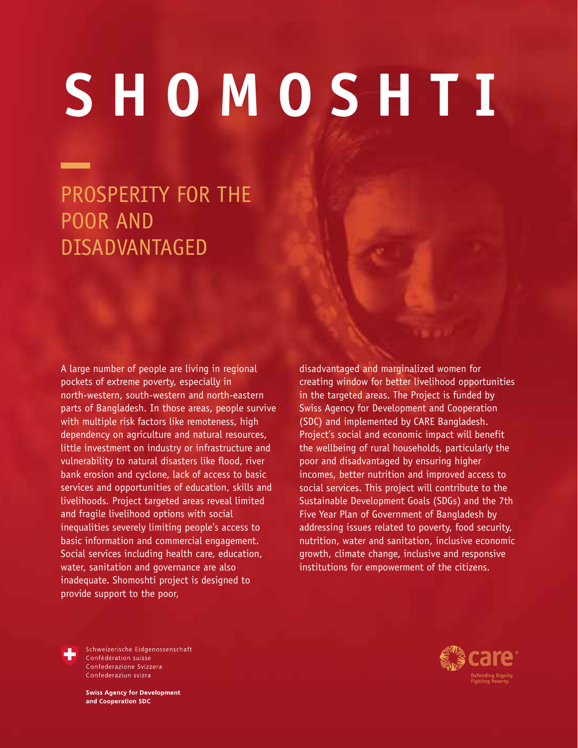# SHOMOSHTI

## PROSPERITY FOR THE POOR AND DISADVANTAGED

A large number of people are living in regional pockets of extreme poverty, especially in north-western, south-western and north-eastern parts of Bangladesh. In those areas, people survive with multiple risk factors like remoteness, high dependency on agriculture and natural resources, little investment on industry or infrastructure and vulnerability to natural disasters like flood, river bank erosion and cyclone, lack of access to basic services and opportunities of education, skills and livelihoods. Project targeted areas reveal limited and fragile livelihood options with social inequalities severely limiting people's access to basic information and commercial engagement. Social services including health care, education, water, sanitation and governance are also inadequate. Shomoshti project is designed to provide support to the poor, disadvantaged and marginalized women for creating window for better livelihood opportunities in the targeted areas. The Project is funded by Swiss Agency for Development and Cooperation (SDC) and implemented by CARE Bangladesh. Project's social and economic impact will benefit the wellbeing of rural households, particularly the poor and disadvantaged by ensuring higher incomes, better nutrition and improved access to social services. This project will contribute to the Sustainable Development Goals (SDGs) and the 7th Five Year Plan of Government of Bangladesh by addressing issues related to poverty, food security, nutrition, water and sanitation, inclusive economic growth, climate change, inclusive and responsive institutions for empowerment of the citizens.

Schweizerische Eidgenossenschaft
Confédération suisse
Confederazione Svizzera
Confederaziun svizra

**Swiss Agency for Development and Cooperation SDC**

care
Defending Dignity. Fighting Poverty.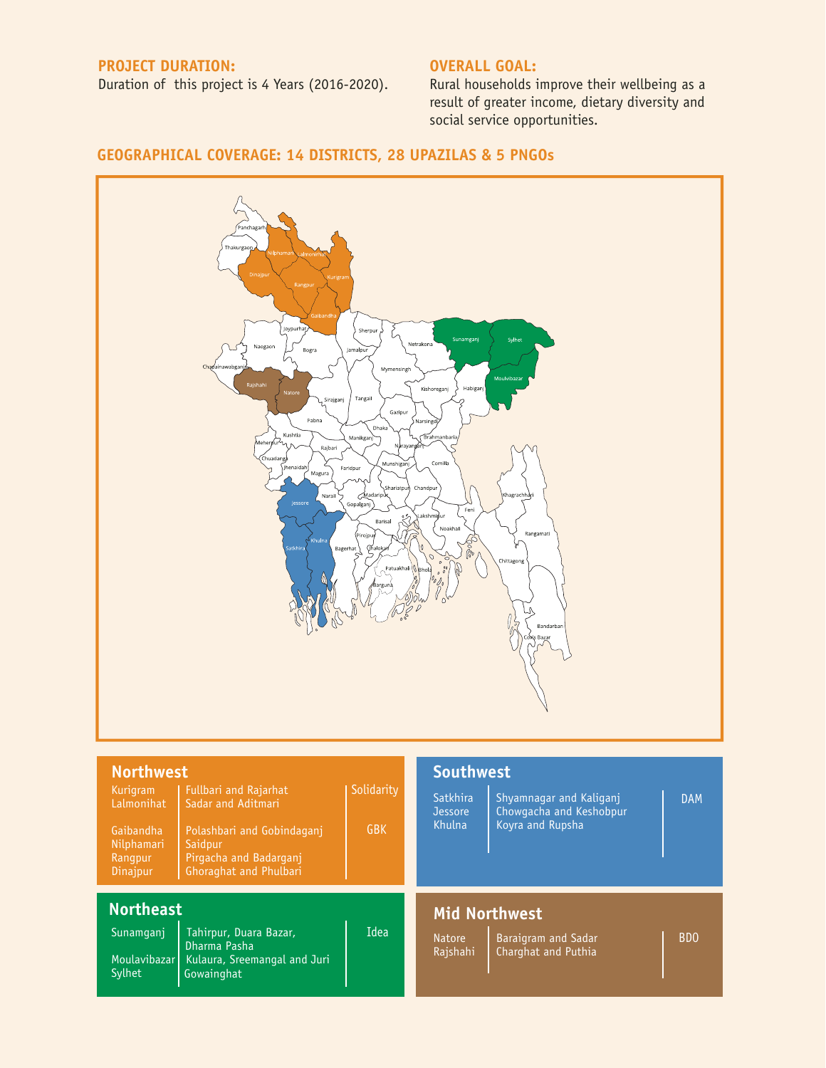**PROJECT DURATION:**

Duration of this project is 4 Years (2016-2020).

**OVERALL GOAL:**

Rural households improve their wellbeing as a result of greater income, dietary diversity and social service opportunities.

## GEOGRAPHICAL COVERAGE: 14 DISTRICTS, 28 UPAZILAS & 5 PNGOs

### Northwest

| District | Upazilas | PNGO |
|---|---|---|
| Kurigram<br>Lalmonihat | Fullbari and Rajarhat<br>Sadar and Aditmari | Solidarity |
| Gaibandha<br>Nilphamari<br>Rangpur<br>Dinajpur | Polashbari and Gobindaganj<br>Saidpur<br>Pirgacha and Badarganj<br>Ghoraghat and Phulbari | GBK |

### Southwest

| District | Upazilas | PNGO |
|---|---|---|
| Satkhira<br>Jessore<br>Khulna | Shyamnagar and Kaliganj<br>Chowgacha and Keshobpur<br>Koyra and Rupsha | DAM |

### Northeast

| District | Upazilas | PNGO |
|---|---|---|
| Sunamganj<br>Moulavibazar<br>Sylhet | Tahirpur, Duara Bazar, Dharma Pasha<br>Kulaura, Sreemangal and Juri<br>Gowainghat | Idea |

### Mid Northwest

| District | Upazilas | PNGO |
|---|---|---|
| Natore<br>Rajshahi | Baraigram and Sadar<br>Charghat and Puthia | BDO |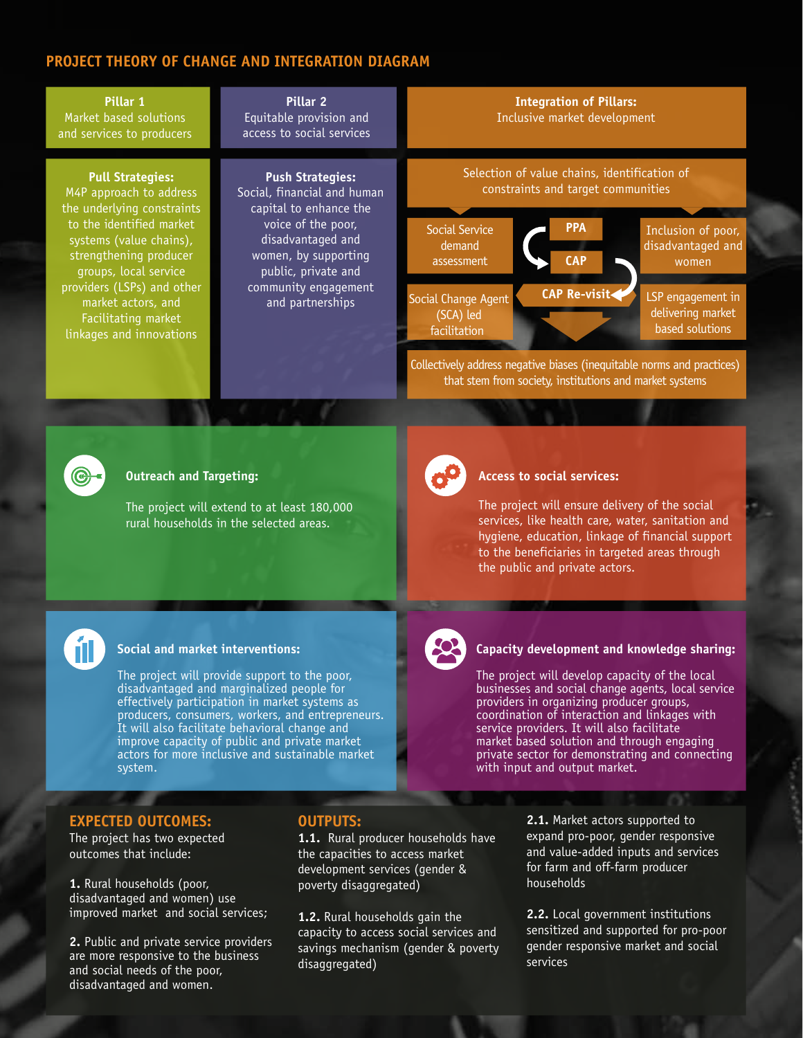## PROJECT THEORY OF CHANGE AND INTEGRATION DIAGRAM

**Pillar 1**
Market based solutions and services to producers

**Pull Strategies:**
M4P approach to address the underlying constraints to the identified market systems (value chains), strengthening producer groups, local service providers (LSPs) and other market actors, and Facilitating market linkages and innovations

**Pillar 2**
Equitable provision and access to social services

**Push Strategies:**
Social, financial and human capital to enhance the voice of the poor, disadvantaged and women, by supporting public, private and community engagement and partnerships

**Integration of Pillars:**
Inclusive market development

Selection of value chains, identification of constraints and target communities

Social Service demand assessment

**PPA**

**CAP**

Inclusion of poor, disadvantaged and women

Social Change Agent (SCA) led facilitation

**CAP Re-visit**

LSP engagement in delivering market based solutions

Collectively address negative biases (inequitable norms and practices) that stem from society, institutions and market systems

### Outreach and Targeting:

The project will extend to at least 180,000 rural households in the selected areas.

### Access to social services:

The project will ensure delivery of the social services, like health care, water, sanitation and hygiene, education, linkage of financial support to the beneficiaries in targeted areas through the public and private actors.

### Social and market interventions:

The project will provide support to the poor, disadvantaged and marginalized people for effectively participation in market systems as producers, consumers, workers, and entrepreneurs. It will also facilitate behavioral change and improve capacity of public and private market actors for more inclusive and sustainable market system.

### Capacity development and knowledge sharing:

The project will develop capacity of the local businesses and social change agents, local service providers in organizing producer groups, coordination of interaction and linkages with service providers. It will also facilitate market based solution and through engaging private sector for demonstrating and connecting with input and output market.

## EXPECTED OUTCOMES:

The project has two expected outcomes that include:

**1.** Rural households (poor, disadvantaged and women) use improved market and social services;

**2.** Public and private service providers are more responsive to the business and social needs of the poor, disadvantaged and women.

## OUTPUTS:

**1.1.** Rural producer households have the capacities to access market development services (gender & poverty disaggregated)

**1.2.** Rural households gain the capacity to access social services and savings mechanism (gender & poverty disaggregated)

**2.1.** Market actors supported to expand pro-poor, gender responsive and value-added inputs and services for farm and off-farm producer households

**2.2.** Local government institutions sensitized and supported for pro-poor gender responsive market and social services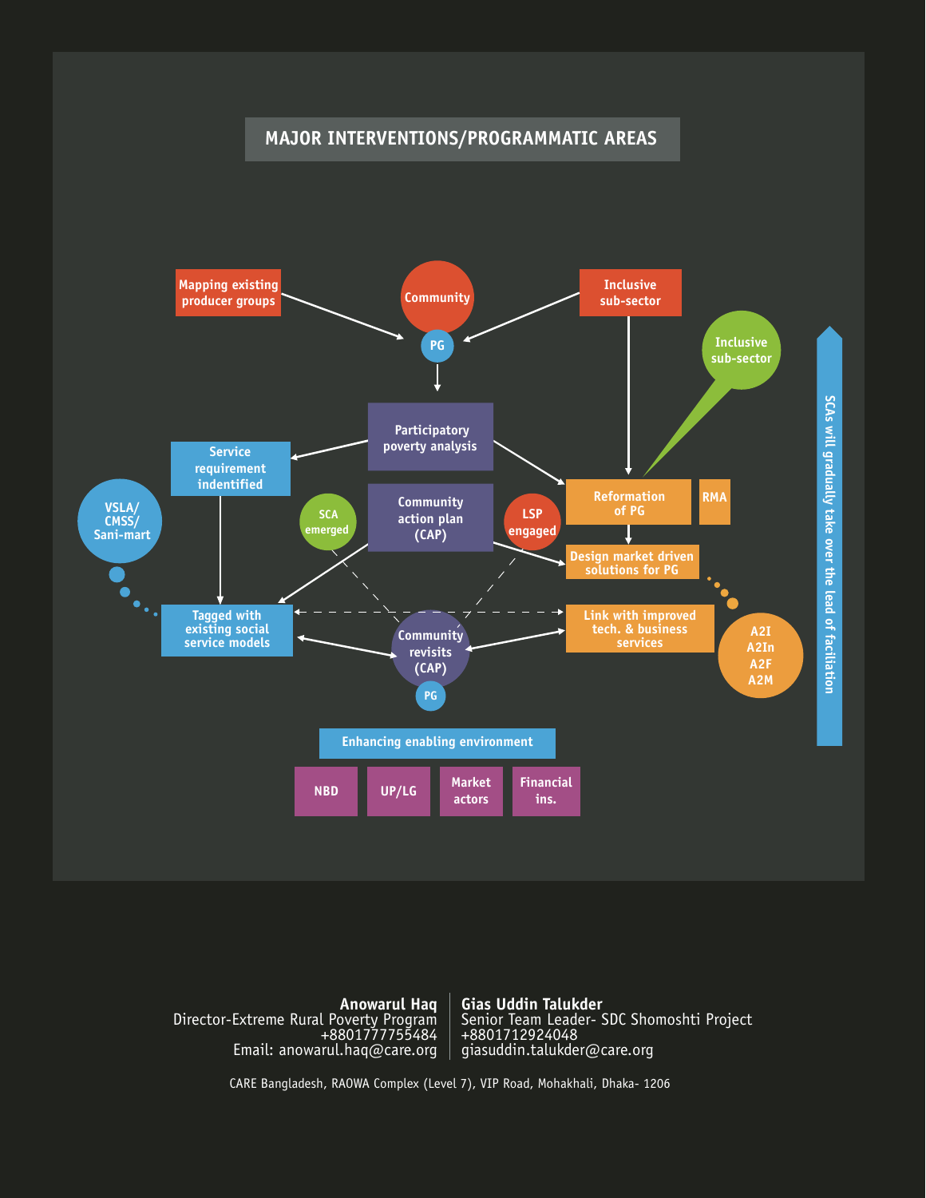## MAJOR INTERVENTIONS/PROGRAMMATIC AREAS

Mapping existing producer groups

Community

PG

Inclusive sub-sector

Inclusive sub-sector

Participatory poverty analysis

Service requirement indentified

Community action plan (CAP)

SCA emerged

LSP engaged

Reformation of PG

RMA

Design market driven solutions for PG

VSLA/ CMSS/ Sani-mart

Tagged with existing social service models

Community revisits (CAP)

PG

Link with improved tech. & business services

A2I
A2In
A2F
A2M

SCAs will gradually take over the lead of faciliation

Enhancing enabling environment

NBD

UP/LG

Market actors

Financial ins.

**Anowarul Haq**
Director-Extreme Rural Poverty Program
+8801777755484
Email: anowarul.haq@care.org

**Gias Uddin Talukder**
Senior Team Leader- SDC Shomoshti Project
+8801712924048
giasuddin.talukder@care.org

CARE Bangladesh, RAOWA Complex (Level 7), VIP Road, Mohakhali, Dhaka- 1206